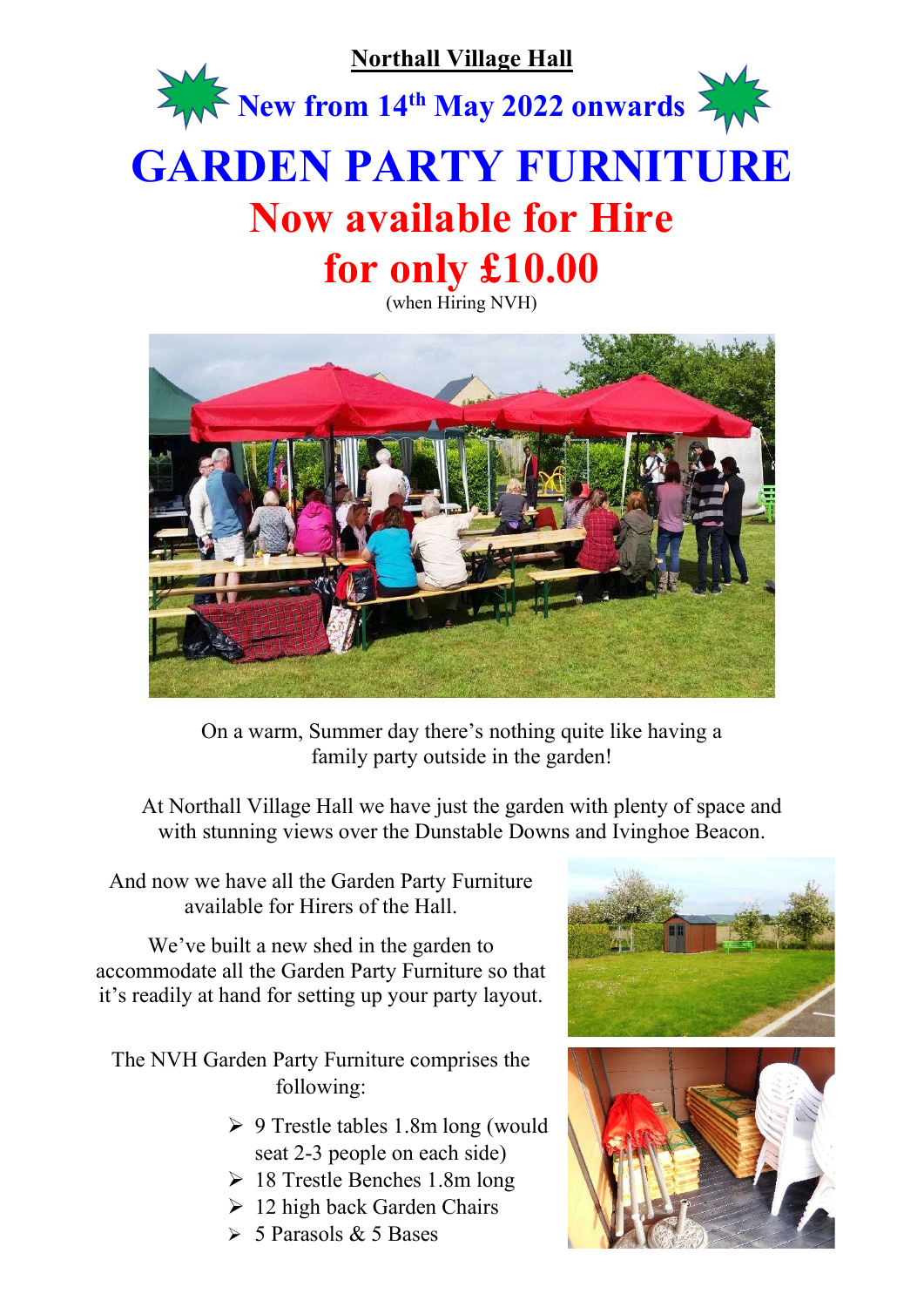**Northall Village Hall**

## New from 14th May 2022 onwards

# GARDEN PARTY FURNITURE

## Now available for Hire

## for only £10.00

(when Hiring NVH)

On a warm, Summer day there's nothing quite like having a family party outside in the garden!

At Northall Village Hall we have just the garden with plenty of space and with stunning views over the Dunstable Downs and Ivinghoe Beacon.

And now we have all the Garden Party Furniture available for Hirers of the Hall.

We've built a new shed in the garden to accommodate all the Garden Party Furniture so that it's readily at hand for setting up your party layout.

The NVH Garden Party Furniture comprises the following:

- 9 Trestle tables 1.8m long (would seat 2-3 people on each side)
- 18 Trestle Benches 1.8m long
- 12 high back Garden Chairs
- 5 Parasols & 5 Bases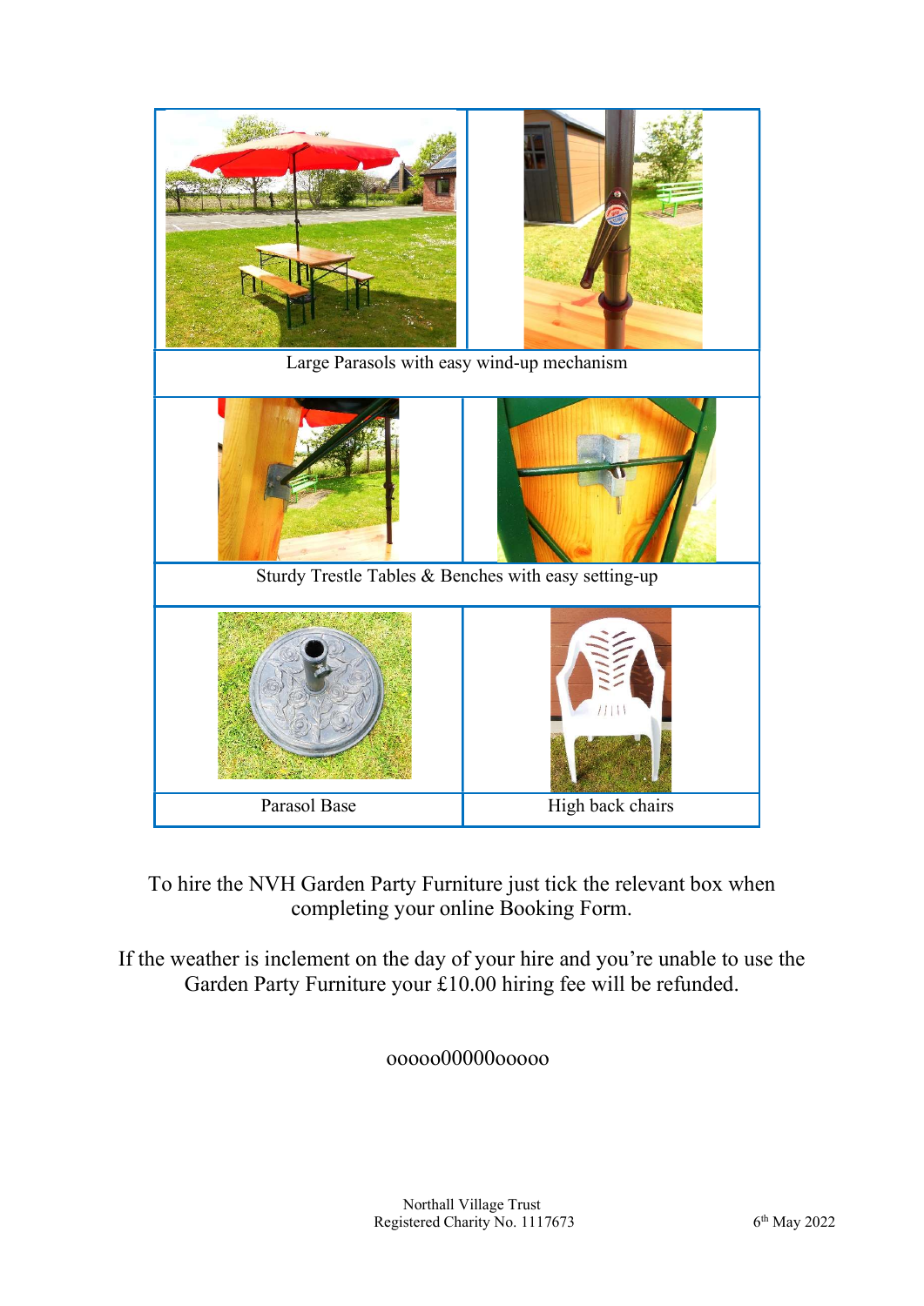Large Parasols with easy wind-up mechanism

Sturdy Trestle Tables & Benches with easy setting-up

| Parasol Base | High back chairs |
| --- | --- |

To hire the NVH Garden Party Furniture just tick the relevant box when completing your online Booking Form.

If the weather is inclement on the day of your hire and you're unable to use the Garden Party Furniture your £10.00 hiring fee will be refunded.

ooooo00000ooooo

Northall Village Trust
Registered Charity No. 1117673

6th May 2022